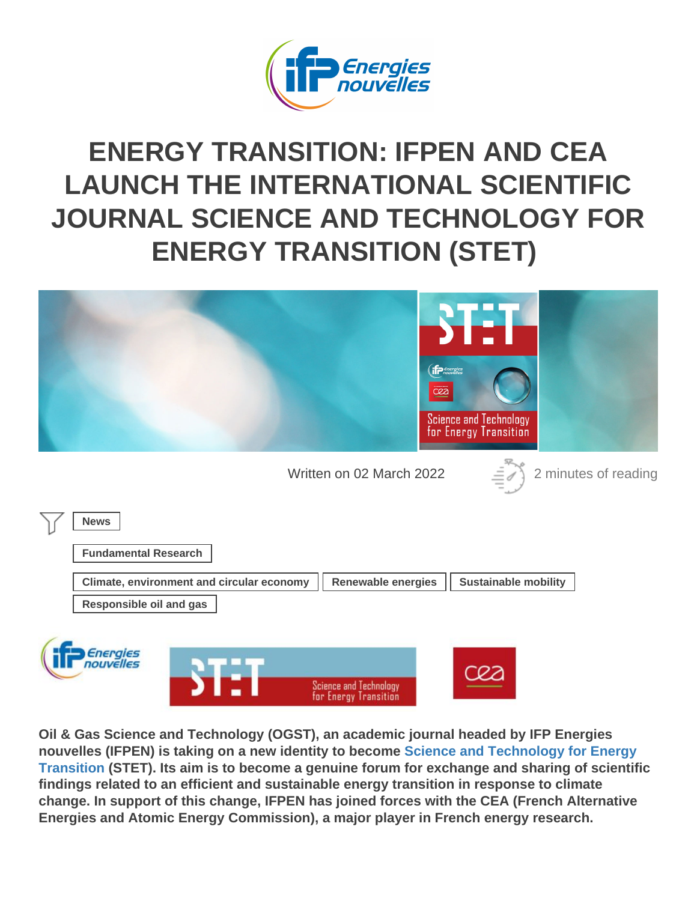# ENERGY TRANSITION: IFPEN AND CEA LAUNCH THE INTERNATIONAL SCIENTIFIC JOURNAL SCIENCE AND TECHNOLOGY FOR ENERGY TRANSITION (STET)

Written on 02 March 2022

2 minutes of reading

News

Fundamental Research

Climate, environment and circular economy | Renewable energies | Sustainable mobility

Responsible oil and gas

**Oil & Gas Science and Technology (OGST), an academic journal headed by IFP Energies nouvelles (IFPEN) is taking on a new identity to become Science and Technology for Energy Transition (STET). Its aim is to become a genuine forum for exchange and sharing of scientific findings related to an efficient and sustainable energy transition in response to climate change. In support of this change, IFPEN has joined forces with the CEA (French Alternative Energies and Atomic Energy Commission), a major player in French energy research.**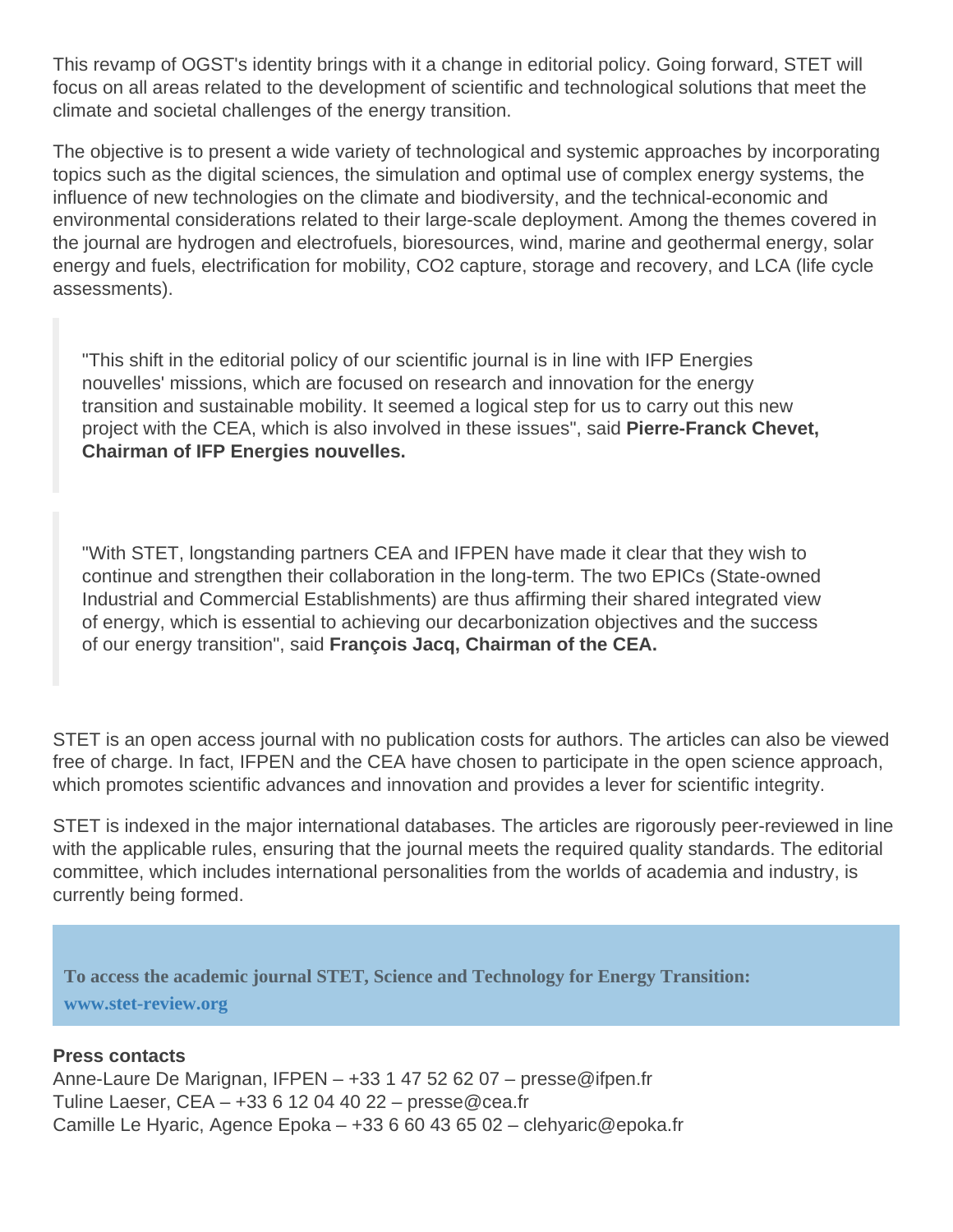This revamp of OGST's identity brings with it a change in editorial policy. Going forward, STET will focus on all areas related to the development of scientific and technological solutions that meet the climate and societal challenges of the energy transition.

The objective is to present a wide variety of technological and systemic approaches by incorporating topics such as the digital sciences, the simulation and optimal use of complex energy systems, the influence of new technologies on the climate and biodiversity, and the technical-economic and environmental considerations related to their large-scale deployment. Among the themes covered in the journal are hydrogen and electrofuels, bioresources, wind, marine and geothermal energy, solar energy and fuels, electrification for mobility, CO2 capture, storage and recovery, and LCA (life cycle assessments).

> "This shift in the editorial policy of our scientific journal is in line with IFP Energies nouvelles' missions, which are focused on research and innovation for the energy transition and sustainable mobility. It seemed a logical step for us to carry out this new project with the CEA, which is also involved in these issues", said **Pierre-Franck Chevet, Chairman of IFP Energies nouvelles.**

> "With STET, longstanding partners CEA and IFPEN have made it clear that they wish to continue and strengthen their collaboration in the long-term. The two EPICs (State-owned Industrial and Commercial Establishments) are thus affirming their shared integrated view of energy, which is essential to achieving our decarbonization objectives and the success of our energy transition", said **François Jacq, Chairman of the CEA.**

STET is an open access journal with no publication costs for authors. The articles can also be viewed free of charge. In fact, IFPEN and the CEA have chosen to participate in the open science approach, which promotes scientific advances and innovation and provides a lever for scientific integrity.

STET is indexed in the major international databases. The articles are rigorously peer-reviewed in line with the applicable rules, ensuring that the journal meets the required quality standards. The editorial committee, which includes international personalities from the worlds of academia and industry, is currently being formed.

**To access the academic journal STET, Science and Technology for Energy Transition:**
**www.stet-review.org**

**Press contacts**
Anne-Laure De Marignan, IFPEN – +33 1 47 52 62 07 – presse@ifpen.fr
Tuline Laeser, CEA – +33 6 12 04 40 22 – presse@cea.fr
Camille Le Hyaric, Agence Epoka – +33 6 60 43 65 02 – clehyaric@epoka.fr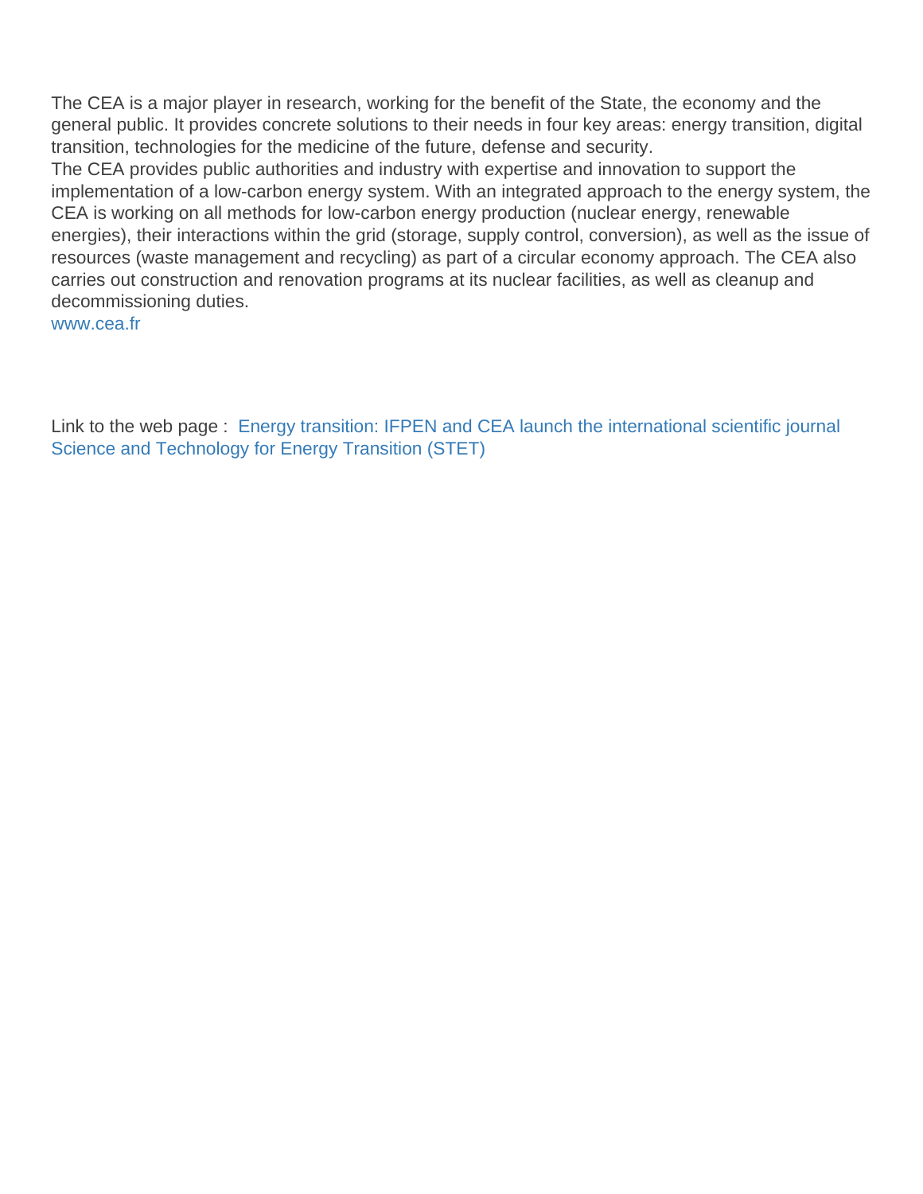The CEA is a major player in research, working for the benefit of the State, the economy and the general public. It provides concrete solutions to their needs in four key areas: energy transition, digital transition, technologies for the medicine of the future, defense and security.

The CEA provides public authorities and industry with expertise and innovation to support the implementation of a low-carbon energy system. With an integrated approach to the energy system, the CEA is working on all methods for low-carbon energy production (nuclear energy, renewable energies), their interactions within the grid (storage, supply control, conversion), as well as the issue of resources (waste management and recycling) as part of a circular economy approach. The CEA also carries out construction and renovation programs at its nuclear facilities, as well as cleanup and decommissioning duties.

www.cea.fr

Link to the web page : Energy transition: IFPEN and CEA launch the international scientific journal Science and Technology for Energy Transition (STET)